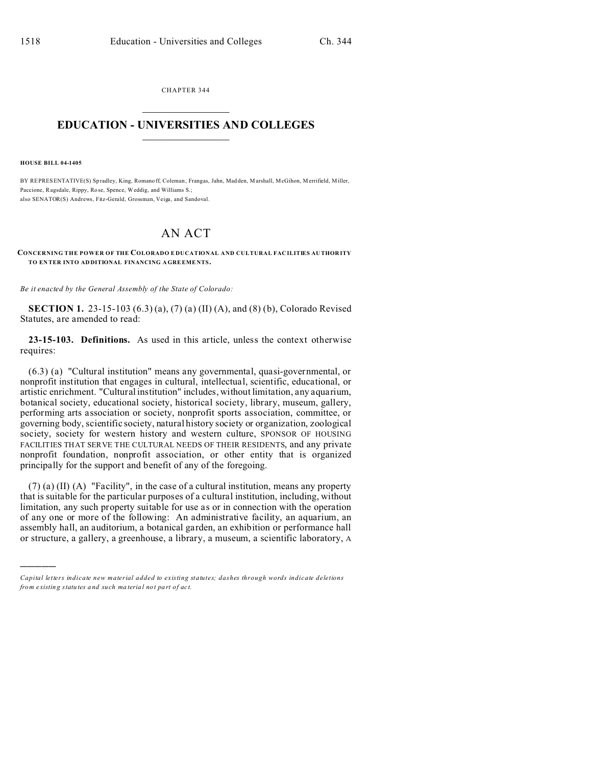CHAPTER 344

# EDUCATION - UNIVERSITIES AND COLLEGES

**HOUSE BILL 04-1405**

BY REPRESENTATIVE(S) Spradley, King, Romanoff, Coleman, Frangas, Jahn, Madden, Marshall, McGihon, Merrifield, Miller, Paccione, Ragsdale, Rippy, Rose, Spence, Weddig, and Williams S.;
also SENATOR(S) Andrews, Fitz-Gerald, Grossman, Veiga, and Sandoval.

# AN ACT

**CONCERNING THE POWER OF THE COLORADO EDUCATIONAL AND CULTURAL FACILITIES AUTHORITY TO ENTER INTO ADDITIONAL FINANCING AGREEMENTS.**

*Be it enacted by the General Assembly of the State of Colorado:*

**SECTION 1.** 23-15-103 (6.3) (a), (7) (a) (II) (A), and (8) (b), Colorado Revised Statutes, are amended to read:

**23-15-103. Definitions.** As used in this article, unless the context otherwise requires:

(6.3) (a) "Cultural institution" means any governmental, quasi-governmental, or nonprofit institution that engages in cultural, intellectual, scientific, educational, or artistic enrichment. "Cultural institution" includes, without limitation, any aquarium, botanical society, educational society, historical society, library, museum, gallery, performing arts association or society, nonprofit sports association, committee, or governing body, scientific society, natural history society or organization, zoological society, society for western history and western culture, SPONSOR OF HOUSING FACILITIES THAT SERVE THE CULTURAL NEEDS OF THEIR RESIDENTS, and any private nonprofit foundation, nonprofit association, or other entity that is organized principally for the support and benefit of any of the foregoing.

(7) (a) (II) (A) "Facility", in the case of a cultural institution, means any property that is suitable for the particular purposes of a cultural institution, including, without limitation, any such property suitable for use as or in connection with the operation of any one or more of the following: An administrative facility, an aquarium, an assembly hall, an auditorium, a botanical garden, an exhibition or performance hall or structure, a gallery, a greenhouse, a library, a museum, a scientific laboratory, A

---

*Capital letters indicate new material added to existing statutes; dashes through words indicate deletions from existing statutes and such material not part of act.*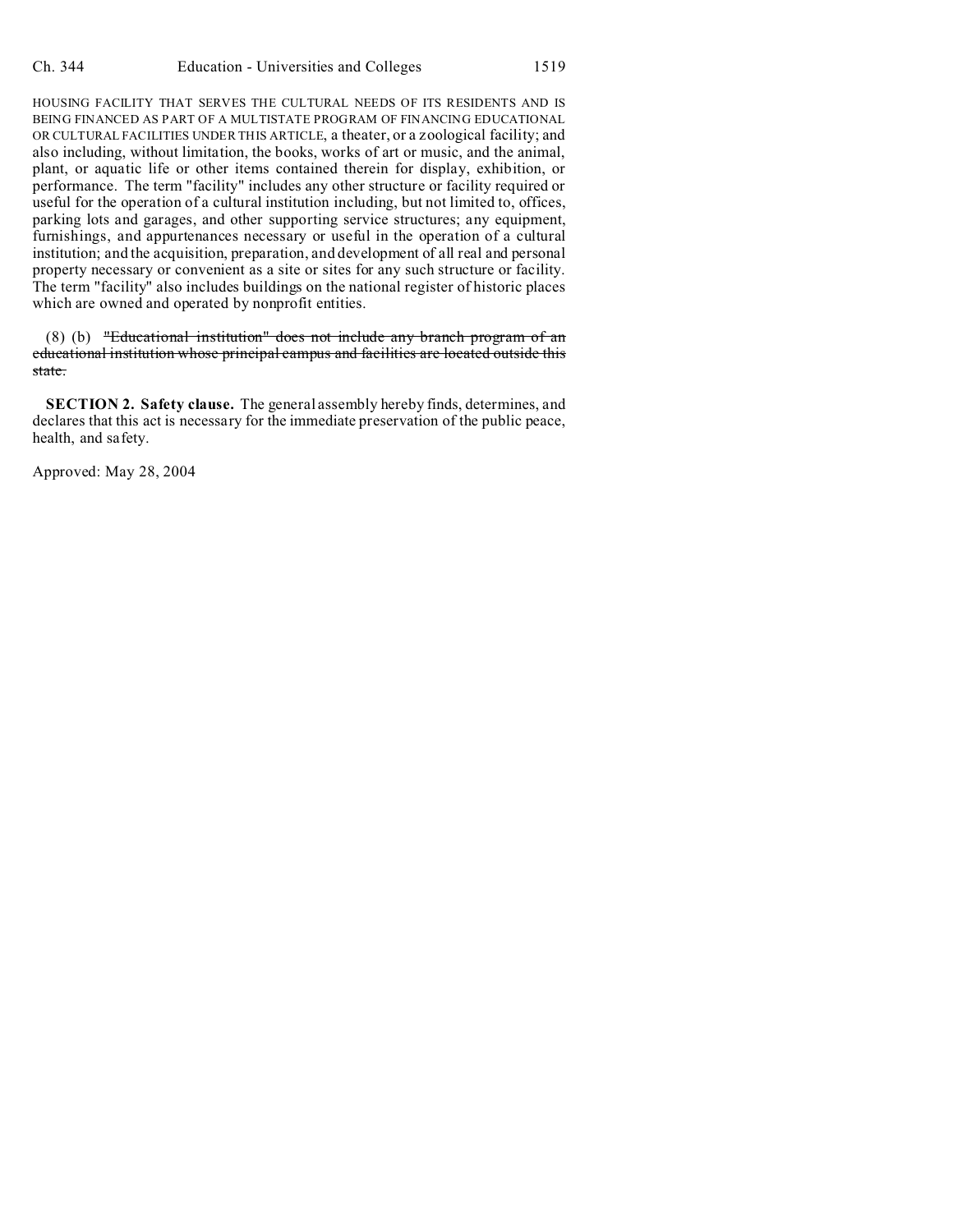HOUSING FACILITY THAT SERVES THE CULTURAL NEEDS OF ITS RESIDENTS AND IS BEING FINANCED AS PART OF A MULTISTATE PROGRAM OF FINANCING EDUCATIONAL OR CULTURAL FACILITIES UNDER THIS ARTICLE, a theater, or a zoological facility; and also including, without limitation, the books, works of art or music, and the animal, plant, or aquatic life or other items contained therein for display, exhibition, or performance. The term "facility" includes any other structure or facility required or useful for the operation of a cultural institution including, but not limited to, offices, parking lots and garages, and other supporting service structures; any equipment, furnishings, and appurtenances necessary or useful in the operation of a cultural institution; and the acquisition, preparation, and development of all real and personal property necessary or convenient as a site or sites for any such structure or facility. The term "facility" also includes buildings on the national register of historic places which are owned and operated by nonprofit entities.

(8) (b) ~~"Educational institution" does not include any branch program of an educational institution whose principal campus and facilities are located outside this state.~~

**SECTION 2. Safety clause.** The general assembly hereby finds, determines, and declares that this act is necessary for the immediate preservation of the public peace, health, and safety.

Approved: May 28, 2004